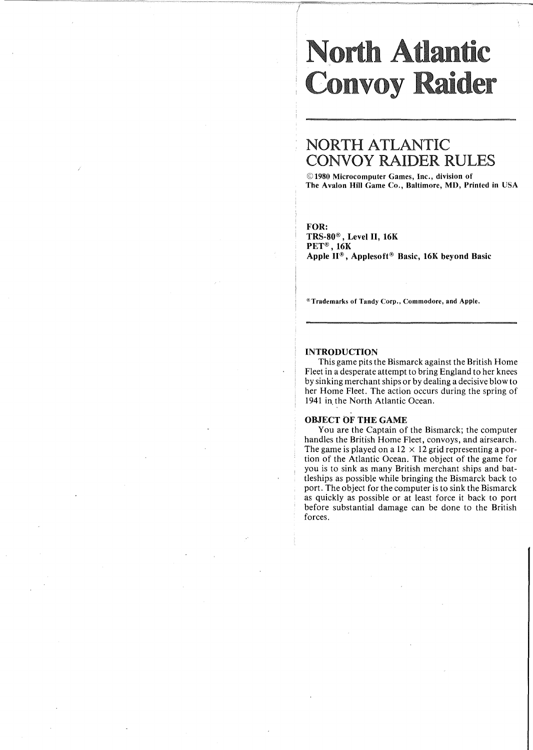# North Atlantic Convoy Raider

## NORTH ATLANTIC CONVOY RAIDER RULES

**© 1980 Microcomputer Games, Inc., division of The Avalon Hill Game Co., Baltimore, MD, Printed in USA**

**FOR:**
**TRS-80®, Level II, 16K**
**PET®, 16K**
**Apple II®, Applesoft® Basic, 16K beyond Basic**

**®Trademarks of Tandy Corp., Commodore, and Apple.**

### INTRODUCTION

This game pits the Bismarck against the British Home Fleet in a desperate attempt to bring England to her knees by sinking merchant ships or by dealing a decisive blow to her Home Fleet. The action occurs during the spring of 1941 in the North Atlantic Ocean.

### OBJECT OF THE GAME

You are the Captain of the Bismarck; the computer handles the British Home Fleet, convoys, and airsearch. The game is played on a 12 × 12 grid representing a portion of the Atlantic Ocean. The object of the game for you is to sink as many British merchant ships and battleships as possible while bringing the Bismarck back to port. The object for the computer is to sink the Bismarck as quickly as possible or at least force it back to port before substantial damage can be done to the British forces.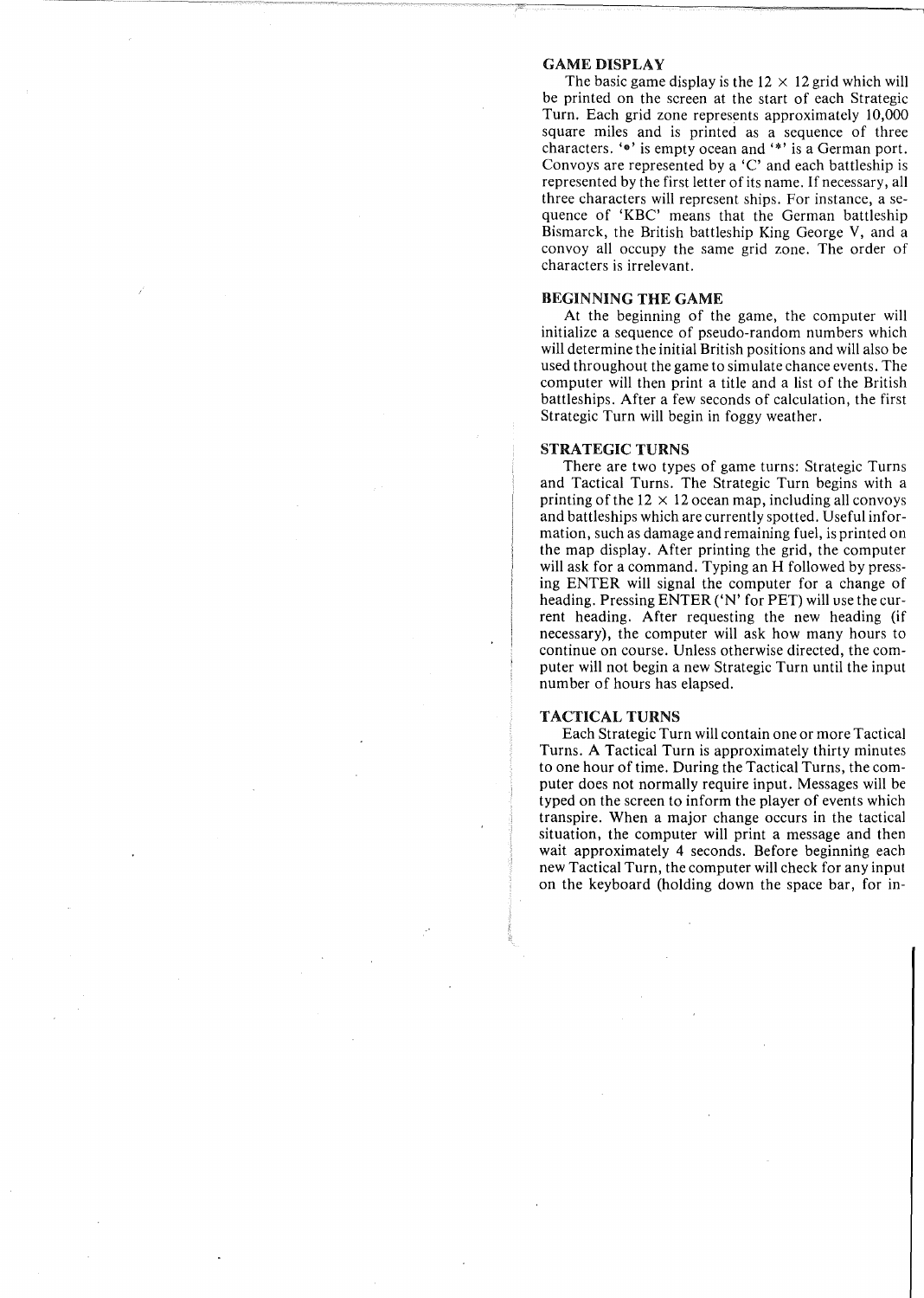## GAME DISPLAY

The basic game display is the 12 × 12 grid which will be printed on the screen at the start of each Strategic Turn. Each grid zone represents approximately 10,000 square miles and is printed as a sequence of three characters. '•' is empty ocean and '*' is a German port. Convoys are represented by a 'C' and each battleship is represented by the first letter of its name. If necessary, all three characters will represent ships. For instance, a sequence of 'KBC' means that the German battleship Bismarck, the British battleship King George V, and a convoy all occupy the same grid zone. The order of characters is irrelevant.

## BEGINNING THE GAME

At the beginning of the game, the computer will initialize a sequence of pseudo-random numbers which will determine the initial British positions and will also be used throughout the game to simulate chance events. The computer will then print a title and a list of the British battleships. After a few seconds of calculation, the first Strategic Turn will begin in foggy weather.

## STRATEGIC TURNS

There are two types of game turns: Strategic Turns and Tactical Turns. The Strategic Turn begins with a printing of the 12 × 12 ocean map, including all convoys and battleships which are currently spotted. Useful information, such as damage and remaining fuel, is printed on the map display. After printing the grid, the computer will ask for a command. Typing an H followed by pressing ENTER will signal the computer for a change of heading. Pressing ENTER ('N' for PET) will use the current heading. After requesting the new heading (if necessary), the computer will ask how many hours to continue on course. Unless otherwise directed, the computer will not begin a new Strategic Turn until the input number of hours has elapsed.

## TACTICAL TURNS

Each Strategic Turn will contain one or more Tactical Turns. A Tactical Turn is approximately thirty minutes to one hour of time. During the Tactical Turns, the computer does not normally require input. Messages will be typed on the screen to inform the player of events which transpire. When a major change occurs in the tactical situation, the computer will print a message and then wait approximately 4 seconds. Before beginning each new Tactical Turn, the computer will check for any input on the keyboard (holding down the space bar, for in-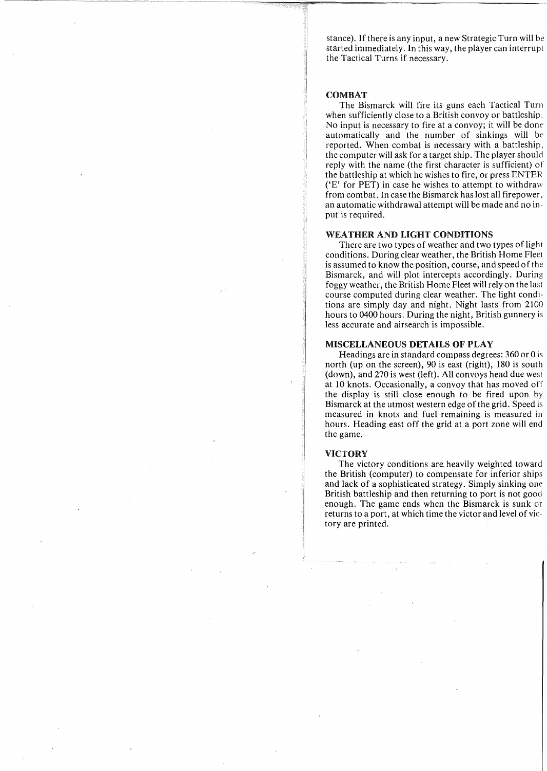stance). If there is any input, a new Strategic Turn will be started immediately. In this way, the player can interrupt the Tactical Turns if necessary.

## COMBAT

The Bismarck will fire its guns each Tactical Turn when sufficiently close to a British convoy or battleship. No input is necessary to fire at a convoy; it will be done automatically and the number of sinkings will be reported. When combat is necessary with a battleship, the computer will ask for a target ship. The player should reply with the name (the first character is sufficient) of the battleship at which he wishes to fire, or press ENTER ('E' for PET) in case he wishes to attempt to withdraw from combat. In case the Bismarck has lost all firepower, an automatic withdrawal attempt will be made and no input is required.

## WEATHER AND LIGHT CONDITIONS

There are two types of weather and two types of light conditions. During clear weather, the British Home Fleet is assumed to know the position, course, and speed of the Bismarck, and will plot intercepts accordingly. During foggy weather, the British Home Fleet will rely on the last course computed during clear weather. The light conditions are simply day and night. Night lasts from 2100 hours to 0400 hours. During the night, British gunnery is less accurate and airsearch is impossible.

## MISCELLANEOUS DETAILS OF PLAY

Headings are in standard compass degrees: 360 or 0 is north (up on the screen), 90 is east (right), 180 is south (down), and 270 is west (left). All convoys head due west at 10 knots. Occasionally, a convoy that has moved off the display is still close enough to be fired upon by Bismarck at the utmost western edge of the grid. Speed is measured in knots and fuel remaining is measured in hours. Heading east off the grid at a port zone will end the game.

## VICTORY

The victory conditions are heavily weighted toward the British (computer) to compensate for inferior ships and lack of a sophisticated strategy. Simply sinking one British battleship and then returning to port is not good enough. The game ends when the Bismarck is sunk or returns to a port, at which time the victor and level of victory are printed.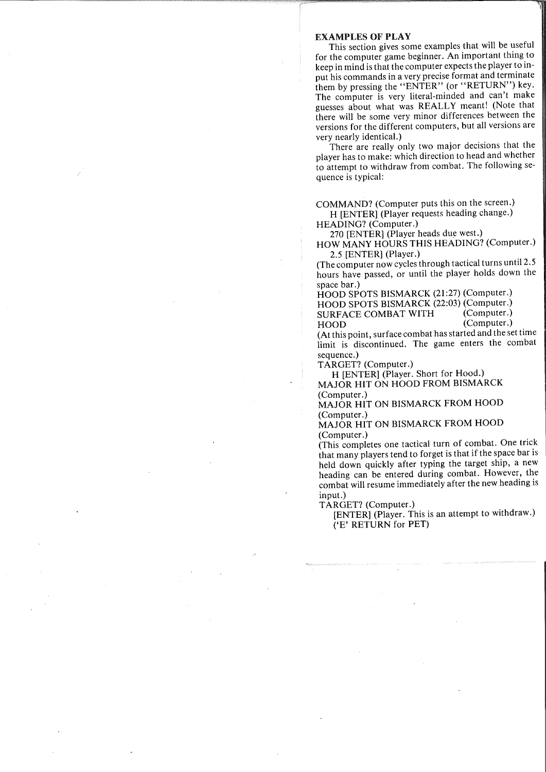## EXAMPLES OF PLAY

This section gives some examples that will be useful for the computer game beginner. An important thing to keep in mind is that the computer expects the player to input his commands in a very precise format and terminate them by pressing the "ENTER" (or "RETURN") key. The computer is very literal-minded and can't make guesses about what was REALLY meant! (Note that there will be some very minor differences between the versions for the different computers, but all versions are very nearly identical.)

There are really only two major decisions that the player has to make: which direction to head and whether to attempt to withdraw from combat. The following sequence is typical:

COMMAND? (Computer puts this on the screen.)
  H [ENTER] (Player requests heading change.)
HEADING? (Computer.)
  270 [ENTER] (Player heads due west.)
HOW MANY HOURS THIS HEADING? (Computer.)
  2.5 [ENTER] (Player.)
(The computer now cycles through tactical turns until 2.5 hours have passed, or until the player holds down the space bar.)
HOOD SPOTS BISMARCK (21:27) (Computer.)
HOOD SPOTS BISMARCK (22:03) (Computer.)
SURFACE COMBAT WITH (Computer.)
HOOD (Computer.)
(At this point, surface combat has started and the set time limit is discontinued. The game enters the combat sequence.)
TARGET? (Computer.)
  H [ENTER] (Player. Short for Hood.)
MAJOR HIT ON HOOD FROM BISMARCK (Computer.)
MAJOR HIT ON BISMARCK FROM HOOD (Computer.)
MAJOR HIT ON BISMARCK FROM HOOD (Computer.)
(This completes one tactical turn of combat. One trick that many players tend to forget is that if the space bar is held down quickly after typing the target ship, a new heading can be entered during combat. However, the combat will resume immediately after the new heading is input.)
TARGET? (Computer.)
  [ENTER] (Player. This is an attempt to withdraw.)
  ('E' RETURN for PET)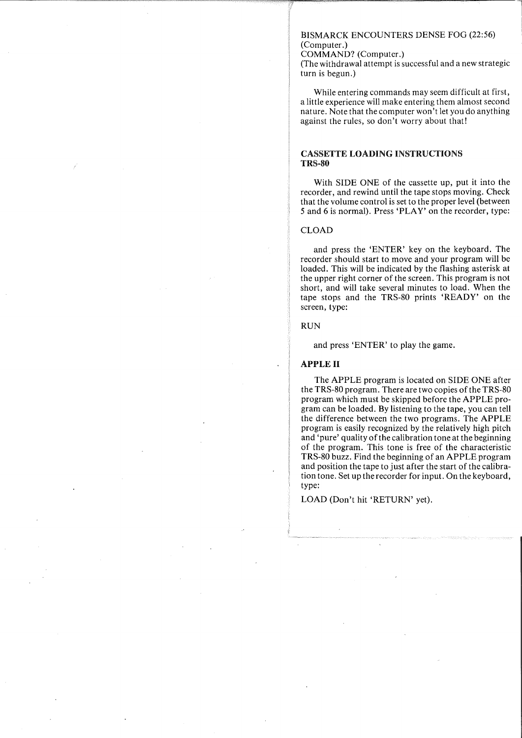BISMARCK ENCOUNTERS DENSE FOG (22:56)
(Computer.)
COMMAND? (Computer.)
(The withdrawal attempt is successful and a new strategic turn is begun.)

While entering commands may seem difficult at first, a little experience will make entering them almost second nature. Note that the computer won't let you do anything against the rules, so don't worry about that!

## CASSETTE LOADING INSTRUCTIONS

### TRS-80

With SIDE ONE of the cassette up, put it into the recorder, and rewind until the tape stops moving. Check that the volume control is set to the proper level (between 5 and 6 is normal). Press 'PLAY' on the recorder, type:

CLOAD

and press the 'ENTER' key on the keyboard. The recorder should start to move and your program will be loaded. This will be indicated by the flashing asterisk at the upper right corner of the screen. This program is not short, and will take several minutes to load. When the tape stops and the TRS-80 prints 'READY' on the screen, type:

RUN

and press 'ENTER' to play the game.

### APPLE II

The APPLE program is located on SIDE ONE after the TRS-80 program. There are two copies of the TRS-80 program which must be skipped before the APPLE program can be loaded. By listening to the tape, you can tell the difference between the two programs. The APPLE program is easily recognized by the relatively high pitch and 'pure' quality of the calibration tone at the beginning of the program. This tone is free of the characteristic TRS-80 buzz. Find the beginning of an APPLE program and position the tape to just after the start of the calibration tone. Set up the recorder for input. On the keyboard, type:

LOAD (Don't hit 'RETURN' yet).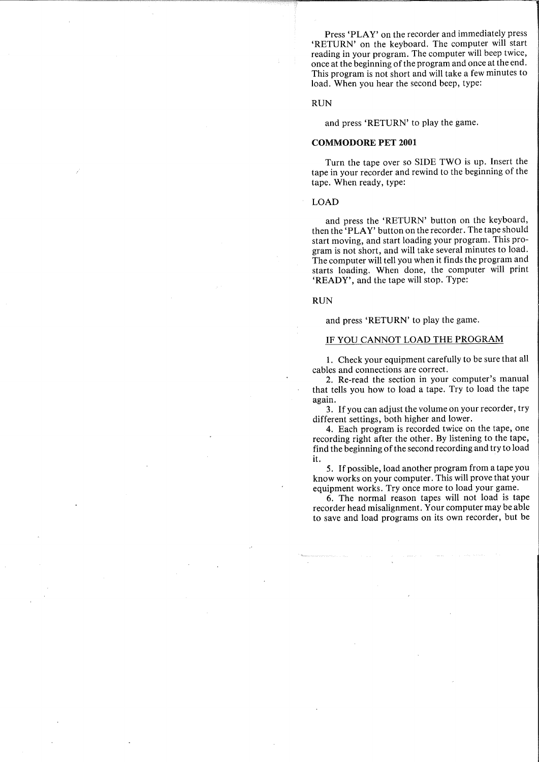Press 'PLAY' on the recorder and immediately press 'RETURN' on the keyboard. The computer will start reading in your program. The computer will beep twice, once at the beginning of the program and once at the end. This program is not short and will take a few minutes to load. When you hear the second beep, type:

RUN

and press 'RETURN' to play the game.

**COMMODORE PET 2001**

Turn the tape over so SIDE TWO is up. Insert the tape in your recorder and rewind to the beginning of the tape. When ready, type:

LOAD

and press the 'RETURN' button on the keyboard, then the 'PLAY' button on the recorder. The tape should start moving, and start loading your program. This program is not short, and will take several minutes to load. The computer will tell you when it finds the program and starts loading. When done, the computer will print 'READY', and the tape will stop. Type:

RUN

and press 'RETURN' to play the game.

IF YOU CANNOT LOAD THE PROGRAM

1. Check your equipment carefully to be sure that all cables and connections are correct.
2. Re-read the section in your computer's manual that tells you how to load a tape. Try to load the tape again.
3. If you can adjust the volume on your recorder, try different settings, both higher and lower.
4. Each program is recorded twice on the tape, one recording right after the other. By listening to the tape, find the beginning of the second recording and try to load it.
5. If possible, load another program from a tape you know works on your computer. This will prove that your equipment works. Try once more to load your game.
6. The normal reason tapes will not load is tape recorder head misalignment. Your computer may be able to save and load programs on its own recorder, but be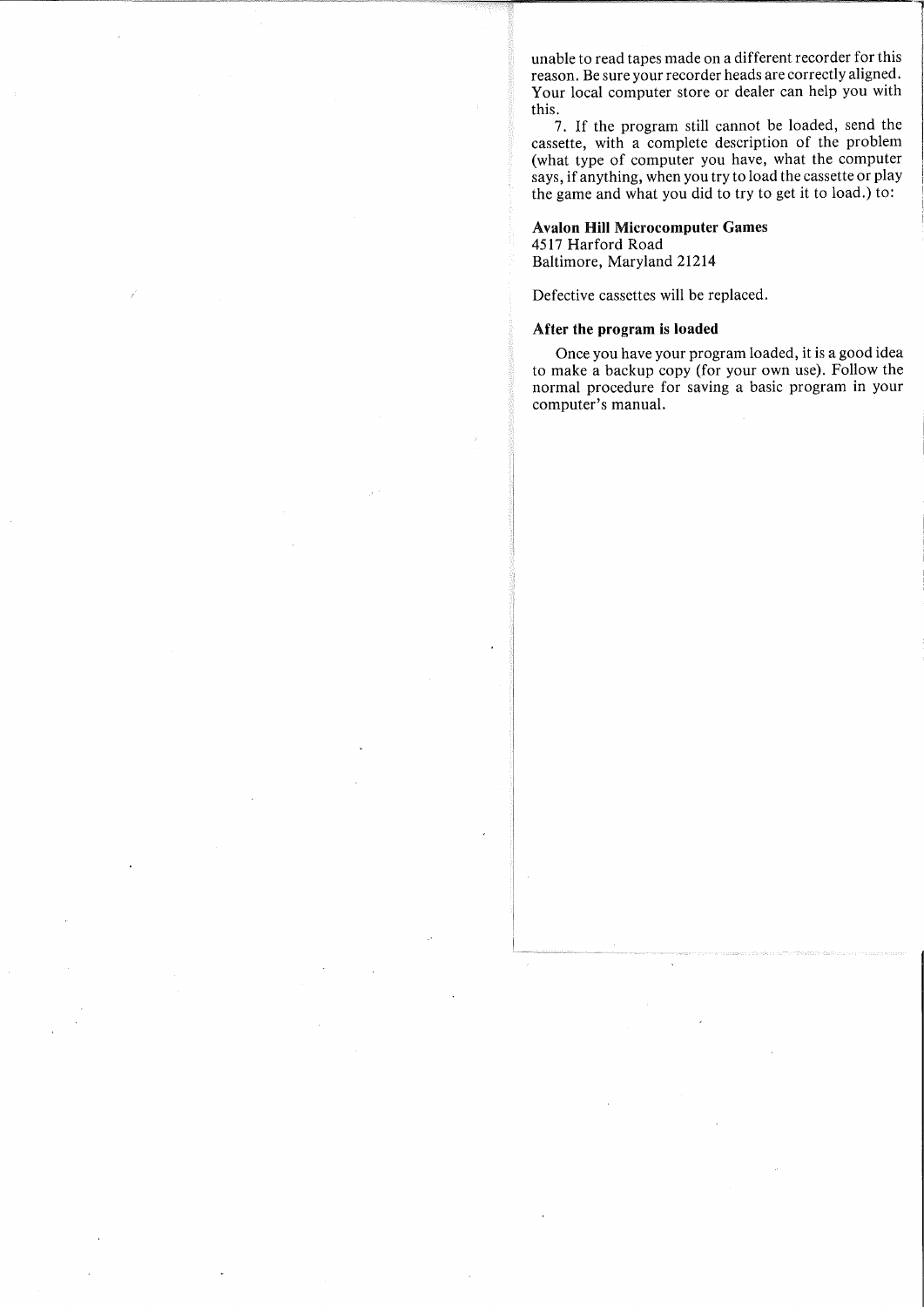unable to read tapes made on a different recorder for this reason. Be sure your recorder heads are correctly aligned. Your local computer store or dealer can help you with this.

7. If the program still cannot be loaded, send the cassette, with a complete description of the problem (what type of computer you have, what the computer says, if anything, when you try to load the cassette or play the game and what you did to try to get it to load.) to:

**Avalon Hill Microcomputer Games**
4517 Harford Road
Baltimore, Maryland 21214

Defective cassettes will be replaced.

### After the program is loaded

Once you have your program loaded, it is a good idea to make a backup copy (for your own use). Follow the normal procedure for saving a basic program in your computer's manual.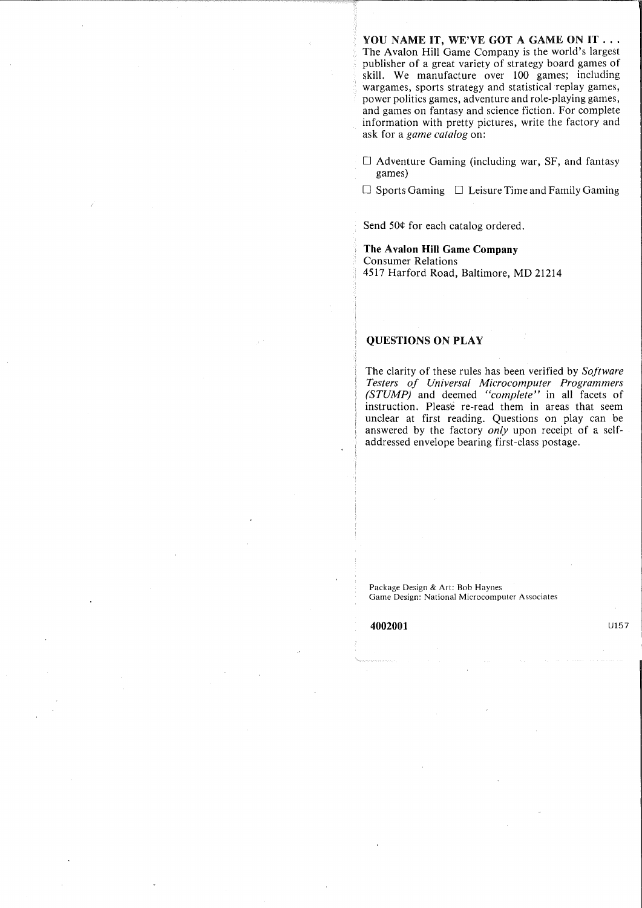## YOU NAME IT, WE'VE GOT A GAME ON IT . . .

The Avalon Hill Game Company is the world's largest publisher of a great variety of strategy board games of skill. We manufacture over 100 games; including wargames, sports strategy and statistical replay games, power politics games, adventure and role-playing games, and games on fantasy and science fiction. For complete information with pretty pictures, write the factory and ask for a *game catalog* on:

☐ Adventure Gaming (including war, SF, and fantasy games)

☐ Sports Gaming ☐ Leisure Time and Family Gaming

Send 50¢ for each catalog ordered.

**The Avalon Hill Game Company**
Consumer Relations
4517 Harford Road, Baltimore, MD 21214

## QUESTIONS ON PLAY

The clarity of these rules has been verified by *Software Testers of Universal Microcomputer Programmers (STUMP)* and deemed *"complete"* in all facets of instruction. Please re-read them in areas that seem unclear at first reading. Questions on play can be answered by the factory *only* upon receipt of a self-addressed envelope bearing first-class postage.

Package Design & Art: Bob Haynes
Game Design: National Microcomputer Associates

**4002001** U157